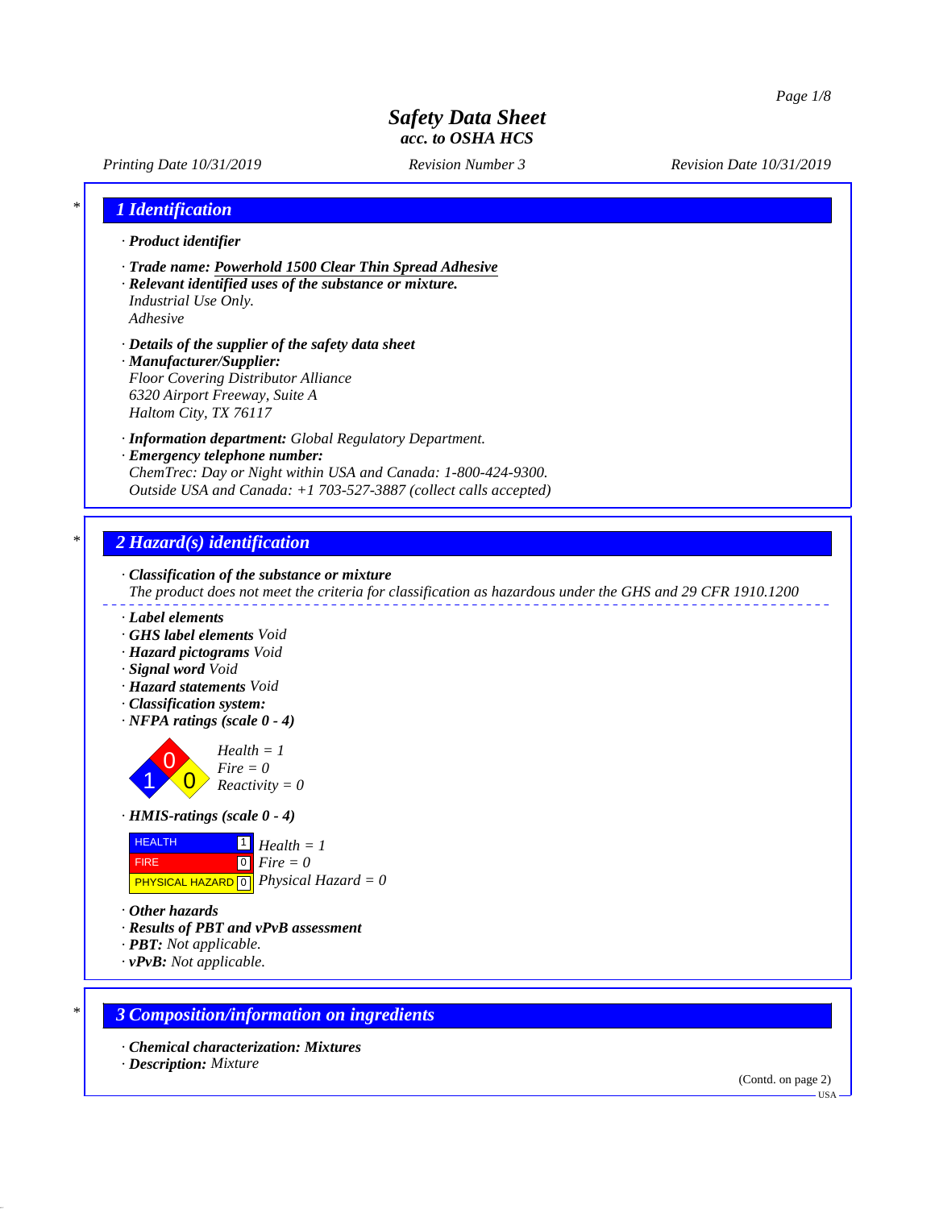# Safety Data Sheet
## acc. to OSHA HCS

*Printing Date 10/31/2019* *Revision Number 3* *Revision Date 10/31/2019*

## 1 Identification

· **Product identifier**

· **Trade name: Powerhold 1500 Clear Thin Spread Adhesive**

· **Relevant identified uses of the substance or mixture.**
Industrial Use Only.
Adhesive

· **Details of the supplier of the safety data sheet**

· **Manufacturer/Supplier:**
Floor Covering Distributor Alliance
6320 Airport Freeway, Suite A
Haltom City, TX 76117

· **Information department:** Global Regulatory Department.

· **Emergency telephone number:**
ChemTrec: Day or Night within USA and Canada: 1-800-424-9300.
Outside USA and Canada: +1 703-527-3887 (collect calls accepted)

## 2 Hazard(s) identification

· **Classification of the substance or mixture**
The product does not meet the criteria for classification as hazardous under the GHS and 29 CFR 1910.1200

· **Label elements**

· **GHS label elements** Void

· **Hazard pictograms** Void

· **Signal word** Void

· **Hazard statements** Void

· **Classification system:**

· **NFPA ratings (scale 0 - 4)**

Health = 1
Fire = 0
Reactivity = 0

· **HMIS-ratings (scale 0 - 4)**

| | | |
|---|---|---|
| HEALTH | 1 | Health = 1 |
| FIRE | 0 | Fire = 0 |
| PHYSICAL HAZARD | 0 | Physical Hazard = 0 |

· **Other hazards**

· **Results of PBT and vPvB assessment**

· **PBT:** Not applicable.

· **vPvB:** Not applicable.

## 3 Composition/information on ingredients

· **Chemical characterization: Mixtures**

· **Description:** Mixture

(Contd. on page 2)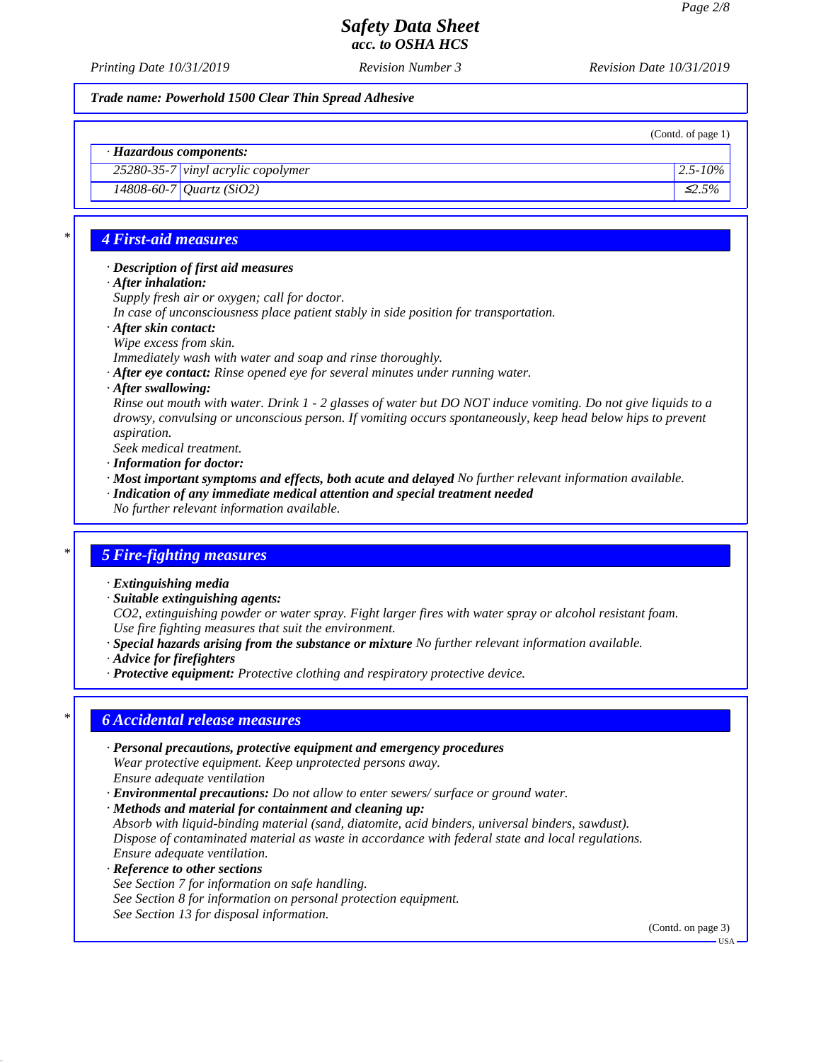**Trade name: Powerhold 1500 Clear Thin Spread Adhesive**

(Contd. of page 1)

| · Hazardous components: | | |
|---|---|---|
| 25280-35-7 | vinyl acrylic copolymer | 2.5-10% |
| 14808-60-7 | Quartz ($SiO_2$) | ≤2.5% |

## 4 First-aid measures

· **Description of first aid measures**

· **After inhalation:**

Supply fresh air or oxygen; call for doctor.

In case of unconsciousness place patient stably in side position for transportation.

· **After skin contact:**

Wipe excess from skin.

Immediately wash with water and soap and rinse thoroughly.

· **After eye contact:** Rinse opened eye for several minutes under running water.

· **After swallowing:**

Rinse out mouth with water. Drink 1 - 2 glasses of water but DO NOT induce vomiting. Do not give liquids to a drowsy, convulsing or unconscious person. If vomiting occurs spontaneously, keep head below hips to prevent aspiration.

Seek medical treatment.

· **Information for doctor:**

· **Most important symptoms and effects, both acute and delayed** No further relevant information available.

· **Indication of any immediate medical attention and special treatment needed**

No further relevant information available.

## 5 Fire-fighting measures

· **Extinguishing media**

· **Suitable extinguishing agents:**

$CO_2$, extinguishing powder or water spray. Fight larger fires with water spray or alcohol resistant foam.

Use fire fighting measures that suit the environment.

· **Special hazards arising from the substance or mixture** No further relevant information available.

· **Advice for firefighters**

· **Protective equipment:** Protective clothing and respiratory protective device.

## 6 Accidental release measures

· **Personal precautions, protective equipment and emergency procedures**

Wear protective equipment. Keep unprotected persons away.

Ensure adequate ventilation

· **Environmental precautions:** Do not allow to enter sewers/ surface or ground water.

· **Methods and material for containment and cleaning up:**

Absorb with liquid-binding material (sand, diatomite, acid binders, universal binders, sawdust).

Dispose of contaminated material as waste in accordance with federal state and local regulations.

Ensure adequate ventilation.

· **Reference to other sections**

See Section 7 for information on safe handling.

See Section 8 for information on personal protection equipment.

See Section 13 for disposal information.

(Contd. on page 3)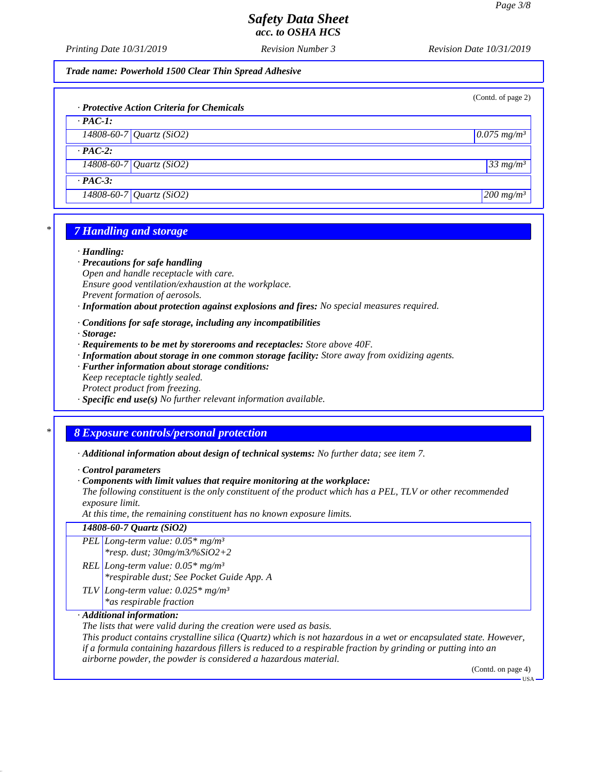(Contd. of page 2)

· **Protective Action Criteria for Chemicals**

| · **PAC-1:** | | |
|---|---|---|
| 14808-60-7 | Quartz ($SiO_2$) | 0.075 mg/m³ |
| · **PAC-2:** | | |
| 14808-60-7 | Quartz ($SiO_2$) | 33 mg/m³ |
| · **PAC-3:** | | |
| 14808-60-7 | Quartz ($SiO_2$) | 200 mg/m³ |

## 7 Handling and storage

· **Handling:**
· **Precautions for safe handling**
Open and handle receptacle with care.
Ensure good ventilation/exhaustion at the workplace.
Prevent formation of aerosols.
· **Information about protection against explosions and fires:** No special measures required.

· **Conditions for safe storage, including any incompatibilities**
· **Storage:**
· **Requirements to be met by storerooms and receptacles:** Store above 40F.
· **Information about storage in one common storage facility:** Store away from oxidizing agents.
· **Further information about storage conditions:**
Keep receptacle tightly sealed.
Protect product from freezing.
· **Specific end use(s)** No further relevant information available.

## 8 Exposure controls/personal protection

· **Additional information about design of technical systems:** No further data; see item 7.

· **Control parameters**
· **Components with limit values that require monitoring at the workplace:**
The following constituent is the only constituent of the product which has a PEL, TLV or other recommended exposure limit.
At this time, the remaining constituent has no known exposure limits.

| **14808-60-7 Quartz ($SiO_2$)** | |
|---|---|
| PEL | Long-term value: 0.05* mg/m³<br>*resp. dust; 30mg/m3/%SiO2+2 |
| REL | Long-term value: 0.05* mg/m³<br>*respirable dust; See Pocket Guide App. A |
| TLV | Long-term value: 0.025* mg/m³<br>*as respirable fraction |

· **Additional information:**
The lists that were valid during the creation were used as basis.
This product contains crystalline silica (Quartz) which is not hazardous in a wet or encapsulated state. However, if a formula containing hazardous fillers is reduced to a respirable fraction by grinding or putting into an airborne powder, the powder is considered a hazardous material.

(Contd. on page 4)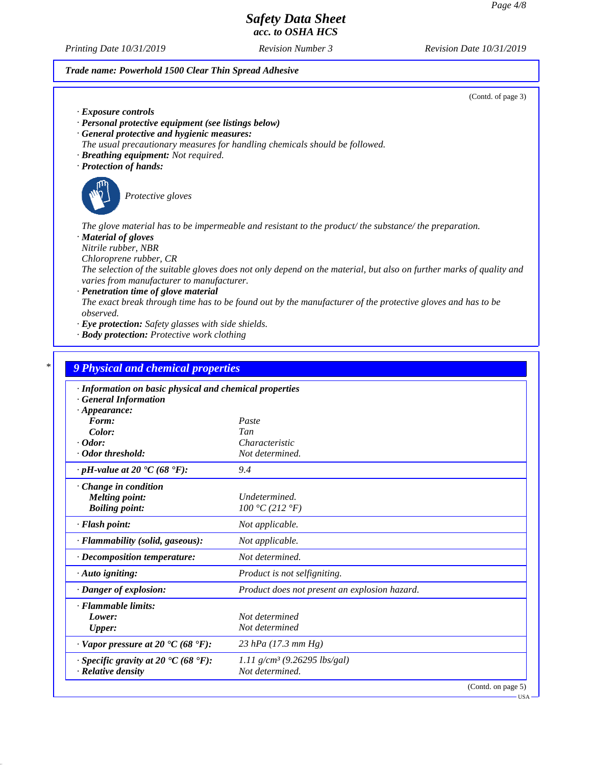**Trade name: Powerhold 1500 Clear Thin Spread Adhesive**

(Contd. of page 3)

· **Exposure controls**
· **Personal protective equipment (see listings below)**
· **General protective and hygienic measures:**
The usual precautionary measures for handling chemicals should be followed.
· **Breathing equipment:** Not required.
· **Protection of hands:**

Protective gloves

The glove material has to be impermeable and resistant to the product/ the substance/ the preparation.
· **Material of gloves**
Nitrile rubber, NBR
Chloroprene rubber, CR
The selection of the suitable gloves does not only depend on the material, but also on further marks of quality and varies from manufacturer to manufacturer.
· **Penetration time of glove material**
The exact break through time has to be found out by the manufacturer of the protective gloves and has to be observed.
· **Eye protection:** Safety glasses with side shields.
· **Body protection:** Protective work clothing

## 9 Physical and chemical properties

| | |
|---|---|
| · **Information on basic physical and chemical properties** | |
| · **General Information** | |
| · **Appearance:** | |
| **Form:** | Paste |
| **Color:** | Tan |
| · **Odor:** | Characteristic |
| · **Odor threshold:** | Not determined. |
| · **pH-value at 20 °C (68 °F):** | 9.4 |
| · **Change in condition** | |
| **Melting point:** | Undetermined. |
| **Boiling point:** | 100 °C (212 °F) |
| · **Flash point:** | Not applicable. |
| · **Flammability (solid, gaseous):** | Not applicable. |
| · **Decomposition temperature:** | Not determined. |
| · **Auto igniting:** | Product is not selfigniting. |
| · **Danger of explosion:** | Product does not present an explosion hazard. |
| · **Flammable limits:** | |
| **Lower:** | Not determined |
| **Upper:** | Not determined |
| · **Vapor pressure at 20 °C (68 °F):** | 23 hPa (17.3 mm Hg) |
| · **Specific gravity at 20 °C (68 °F):** | 1.11 g/cm³ (9.26295 lbs/gal) |
| · **Relative density** | Not determined. |

(Contd. on page 5)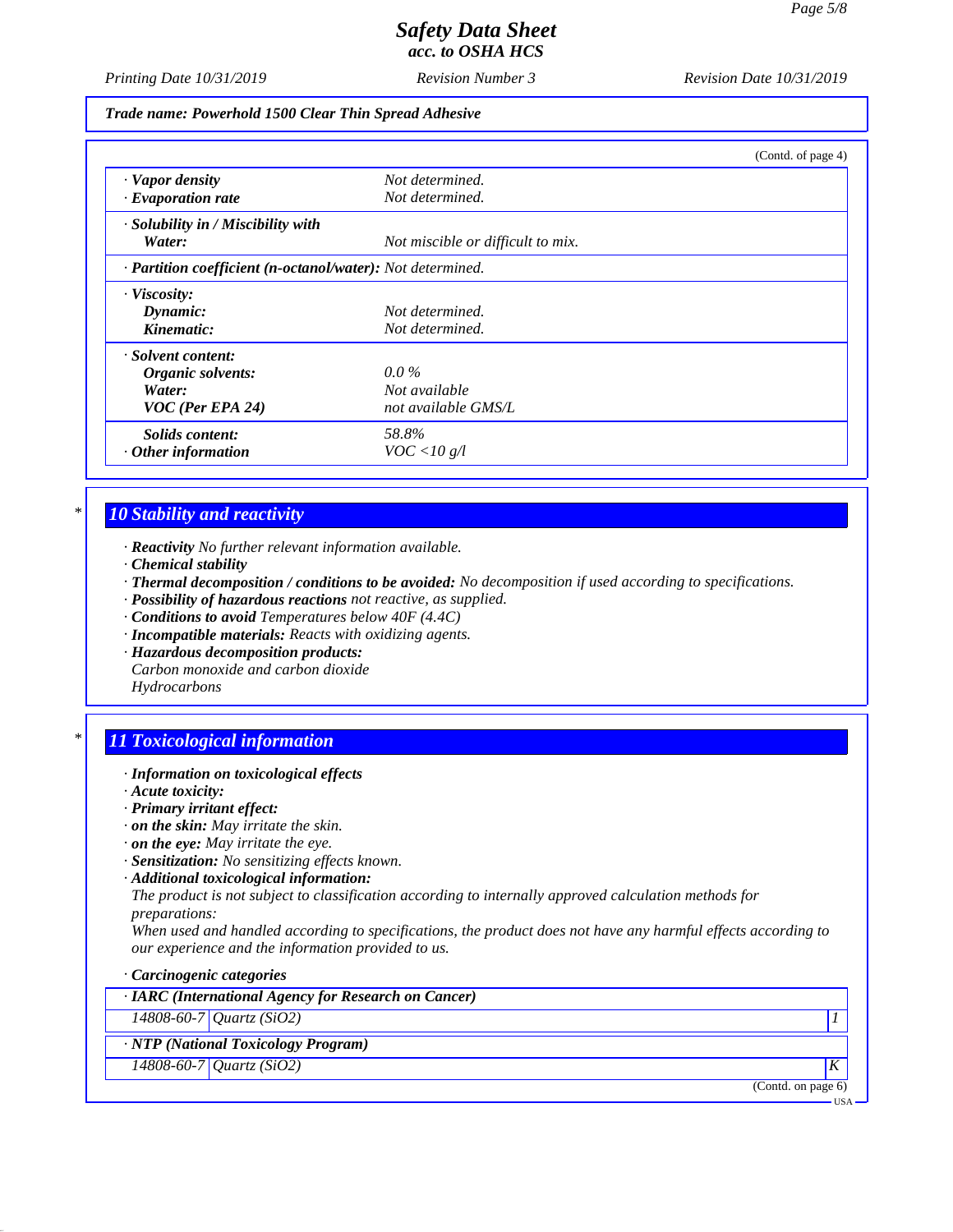**Trade name: Powerhold 1500 Clear Thin Spread Adhesive**

(Contd. of page 4)

| | |
|---|---|
| · **Vapor density** | Not determined. |
| · **Evaporation rate** | Not determined. |
| · **Solubility in / Miscibility with Water:** | Not miscible or difficult to mix. |
| · **Partition coefficient (n-octanol/water):** | Not determined. |
| · **Viscosity:** | |
| **Dynamic:** | Not determined. |
| **Kinematic:** | Not determined. |
| · **Solvent content:** | |
| **Organic solvents:** | 0.0 % |
| **Water:** | Not available |
| **VOC (Per EPA 24)** | not available GMS/L |
| **Solids content:** | 58.8% |
| · **Other information** | VOC <10 g/l |

## * 10 Stability and reactivity

· **Reactivity** No further relevant information available.
· **Chemical stability**
· **Thermal decomposition / conditions to be avoided:** No decomposition if used according to specifications.
· **Possibility of hazardous reactions** not reactive, as supplied.
· **Conditions to avoid** Temperatures below 40F (4.4C)
· **Incompatible materials:** Reacts with oxidizing agents.
· **Hazardous decomposition products:**
Carbon monoxide and carbon dioxide
Hydrocarbons

## * 11 Toxicological information

· **Information on toxicological effects**
· **Acute toxicity:**
· **Primary irritant effect:**
· **on the skin:** May irritate the skin.
· **on the eye:** May irritate the eye.
· **Sensitization:** No sensitizing effects known.
· **Additional toxicological information:**
The product is not subject to classification according to internally approved calculation methods for preparations:
When used and handled according to specifications, the product does not have any harmful effects according to our experience and the information provided to us.

· **Carcinogenic categories**

| · **IARC (International Agency for Research on Cancer)** | | |
|---|---|---|
| 14808-60-7 | Quartz ($SiO_2$) | 1 |
| · **NTP (National Toxicology Program)** | | |
| 14808-60-7 | Quartz ($SiO_2$) | K |

(Contd. on page 6)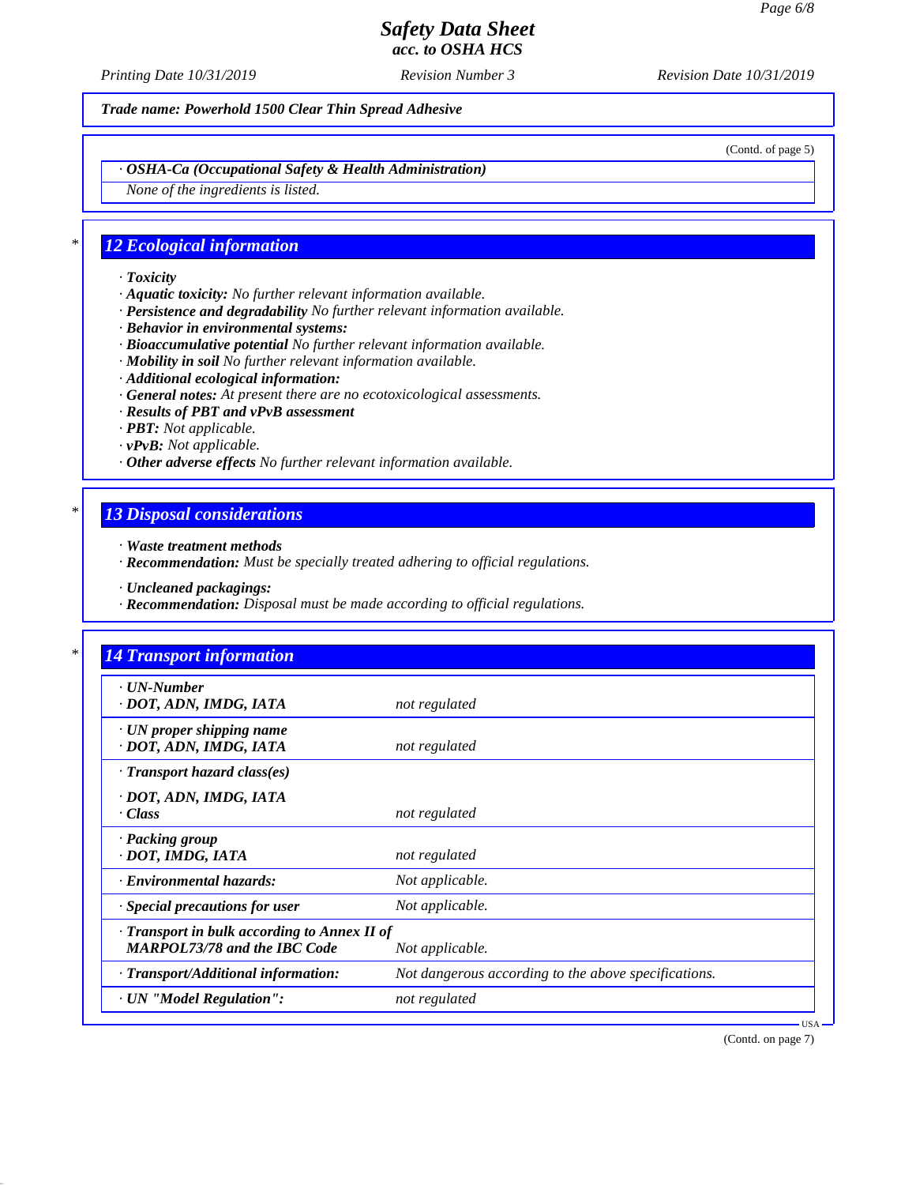Trade name: Powerhold 1500 Clear Thin Spread Adhesive

(Contd. of page 5)

· **OSHA-Ca (Occupational Safety & Health Administration)**

*None of the ingredients is listed.*

## 12 Ecological information

· **Toxicity**
· **Aquatic toxicity:** No further relevant information available.
· **Persistence and degradability** No further relevant information available.
· **Behavior in environmental systems:**
· **Bioaccumulative potential** No further relevant information available.
· **Mobility in soil** No further relevant information available.
· **Additional ecological information:**
· **General notes:** At present there are no ecotoxicological assessments.
· **Results of PBT and vPvB assessment**
· **PBT:** Not applicable.
· **vPvB:** Not applicable.
· **Other adverse effects** No further relevant information available.

## 13 Disposal considerations

· **Waste treatment methods**
· **Recommendation:** Must be specially treated adhering to official regulations.

· **Uncleaned packagings:**
· **Recommendation:** Disposal must be made according to official regulations.

## 14 Transport information

| | |
|---|---|
| · **UN-Number**<br>· **DOT, ADN, IMDG, IATA** | not regulated |
| · **UN proper shipping name**<br>· **DOT, ADN, IMDG, IATA** | not regulated |
| · **Transport hazard class(es)**<br><br>· **DOT, ADN, IMDG, IATA**<br>· **Class** | not regulated |
| · **Packing group**<br>· **DOT, IMDG, IATA** | not regulated |
| · **Environmental hazards:** | Not applicable. |
| · **Special precautions for user** | Not applicable. |
| · **Transport in bulk according to Annex II of MARPOL73/78 and the IBC Code** | Not applicable. |
| · **Transport/Additional information:** | Not dangerous according to the above specifications. |
| · **UN "Model Regulation":** | not regulated |

(Contd. on page 7)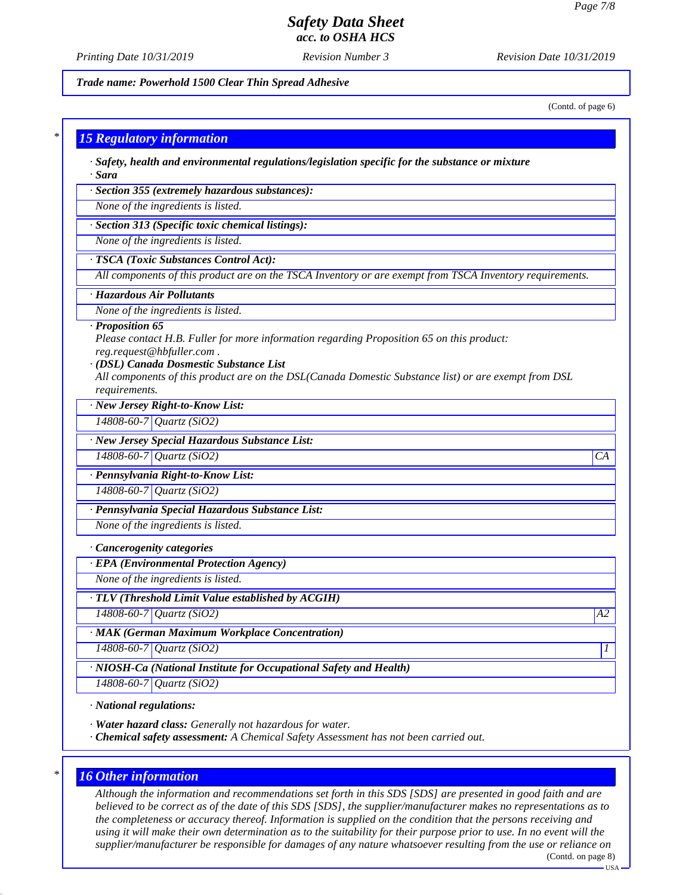*Trade name: Powerhold 1500 Clear Thin Spread Adhesive*

(Contd. of page 6)

## 15 Regulatory information

· **Safety, health and environmental regulations/legislation specific for the substance or mixture**

· **Sara**

· **Section 355 (extremely hazardous substances):**

None of the ingredients is listed.

· **Section 313 (Specific toxic chemical listings):**

None of the ingredients is listed.

· **TSCA (Toxic Substances Control Act):**

All components of this product are on the TSCA Inventory or are exempt from TSCA Inventory requirements.

· **Hazardous Air Pollutants**

None of the ingredients is listed.

· **Proposition 65**

Please contact H.B. Fuller for more information regarding Proposition 65 on this product: reg.request@hbfuller.com .

· **(DSL) Canada Dosmestic Substance List**

All components of this product are on the DSL(Canada Domestic Substance list) or are exempt from DSL requirements.

· **New Jersey Right-to-Know List:**

| 14808-60-7 | Quartz ($SiO_2$) |
|---|---|

· **New Jersey Special Hazardous Substance List:**

| 14808-60-7 | Quartz ($SiO_2$) | CA |
|---|---|---|

· **Pennsylvania Right-to-Know List:**

| 14808-60-7 | Quartz ($SiO_2$) |
|---|---|

· **Pennsylvania Special Hazardous Substance List:**

None of the ingredients is listed.

· **Cancerogenity categories**

· **EPA (Environmental Protection Agency)**

None of the ingredients is listed.

· **TLV (Threshold Limit Value established by ACGIH)**

| 14808-60-7 | Quartz ($SiO_2$) | A2 |
|---|---|---|

· **MAK (German Maximum Workplace Concentration)**

| 14808-60-7 | Quartz ($SiO_2$) | 1 |
|---|---|---|

· **NIOSH-Ca (National Institute for Occupational Safety and Health)**

| 14808-60-7 | Quartz ($SiO_2$) |
|---|---|

· **National regulations:**

· **Water hazard class:** Generally not hazardous for water.

· **Chemical safety assessment:** A Chemical Safety Assessment has not been carried out.

## 16 Other information

Although the information and recommendations set forth in this SDS [SDS] are presented in good faith and are believed to be correct as of the date of this SDS [SDS], the supplier/manufacturer makes no representations as to the completeness or accuracy thereof. Information is supplied on the condition that the persons receiving and using it will make their own determination as to the suitability for their purpose prior to use. In no event will the supplier/manufacturer be responsible for damages of any nature whatsoever resulting from the use or reliance on

(Contd. on page 8)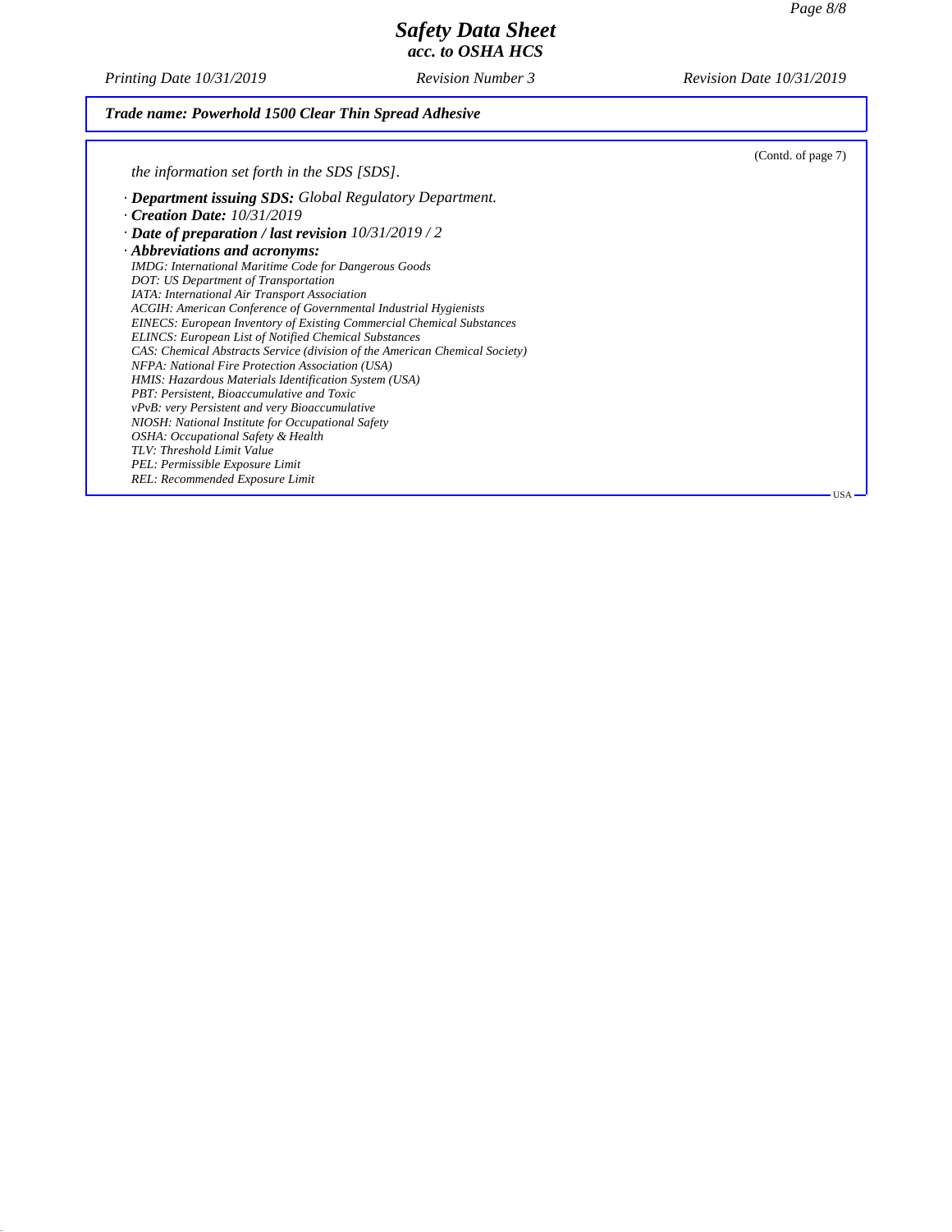*Trade name: Powerhold 1500 Clear Thin Spread Adhesive*

(Contd. of page 7)

*the information set forth in the SDS [SDS].*

· ***Department issuing SDS:*** *Global Regulatory Department.*

· ***Creation Date:*** *10/31/2019*

· ***Date of preparation / last revision*** *10/31/2019 / 2*

· ***Abbreviations and acronyms:***

*IMDG: International Maritime Code for Dangerous Goods*
*DOT: US Department of Transportation*
*IATA: International Air Transport Association*
*ACGIH: American Conference of Governmental Industrial Hygienists*
*EINECS: European Inventory of Existing Commercial Chemical Substances*
*ELINCS: European List of Notified Chemical Substances*
*CAS: Chemical Abstracts Service (division of the American Chemical Society)*
*NFPA: National Fire Protection Association (USA)*
*HMIS: Hazardous Materials Identification System (USA)*
*PBT: Persistent, Bioaccumulative and Toxic*
*vPvB: very Persistent and very Bioaccumulative*
*NIOSH: National Institute for Occupational Safety*
*OSHA: Occupational Safety & Health*
*TLV: Threshold Limit Value*
*PEL: Permissible Exposure Limit*
*REL: Recommended Exposure Limit*

USA